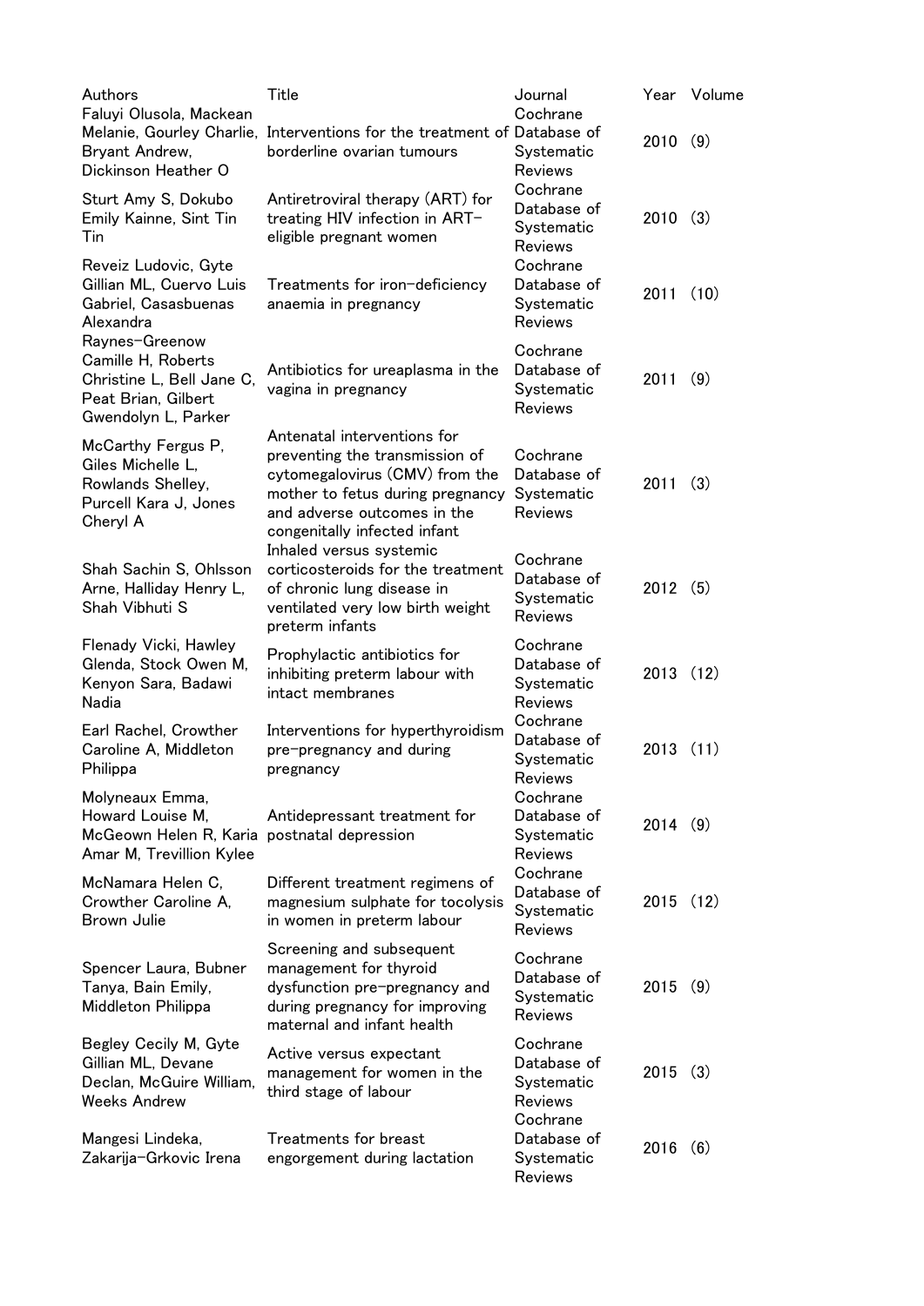| Authors | Title | Journal | Year | Volume |
| --- | --- | --- | --- | --- |
| Faluyi Olusola, Mackean Melanie, Gourley Charlie, Bryant Andrew, Dickinson Heather O | Interventions for the treatment of borderline ovarian tumours | Cochrane Database of Systematic Reviews | 2010 | (9) |
| Sturt Amy S, Dokubo Emily Kainne, Sint Tin Tin | Antiretroviral therapy (ART) for treating HIV infection in ART-eligible pregnant women | Cochrane Database of Systematic Reviews | 2010 | (3) |
| Reveiz Ludovic, Gyte Gillian ML, Cuervo Luis Gabriel, Casasbuenas Alexandra | Treatments for iron-deficiency anaemia in pregnancy | Cochrane Database of Systematic Reviews | 2011 | (10) |
| Raynes-Greenow Camille H, Roberts Christine L, Bell Jane C, Peat Brian, Gilbert Gwendolyn L, Parker | Antibiotics for ureaplasma in the vagina in pregnancy | Cochrane Database of Systematic Reviews | 2011 | (9) |
| McCarthy Fergus P, Giles Michelle L, Rowlands Shelley, Purcell Kara J, Jones Cheryl A | Antenatal interventions for preventing the transmission of cytomegalovirus (CMV) from the mother to fetus during pregnancy and adverse outcomes in the congenitally infected infant | Cochrane Database of Systematic Reviews | 2011 | (3) |
| Shah Sachin S, Ohlsson Arne, Halliday Henry L, Shah Vibhuti S | Inhaled versus systemic corticosteroids for the treatment of chronic lung disease in ventilated very low birth weight preterm infants | Cochrane Database of Systematic Reviews | 2012 | (5) |
| Flenady Vicki, Hawley Glenda, Stock Owen M, Kenyon Sara, Badawi Nadia | Prophylactic antibiotics for inhibiting preterm labour with intact membranes | Cochrane Database of Systematic Reviews | 2013 | (12) |
| Earl Rachel, Crowther Caroline A, Middleton Philippa | Interventions for hyperthyroidism pre-pregnancy and during pregnancy | Cochrane Database of Systematic Reviews | 2013 | (11) |
| Molyneaux Emma, Howard Louise M, McGeown Helen R, Karia Amar M, Trevillion Kylee | Antidepressant treatment for postnatal depression | Cochrane Database of Systematic Reviews | 2014 | (9) |
| McNamara Helen C, Crowther Caroline A, Brown Julie | Different treatment regimens of magnesium sulphate for tocolysis in women in preterm labour | Cochrane Database of Systematic Reviews | 2015 | (12) |
| Spencer Laura, Bubner Tanya, Bain Emily, Middleton Philippa | Screening and subsequent management for thyroid dysfunction pre-pregnancy and during pregnancy for improving maternal and infant health | Cochrane Database of Systematic Reviews | 2015 | (9) |
| Begley Cecily M, Gyte Gillian ML, Devane Declan, McGuire William, Weeks Andrew | Active versus expectant management for women in the third stage of labour | Cochrane Database of Systematic Reviews | 2015 | (3) |
| Mangesi Lindeka, Zakarija-Grkovic Irena | Treatments for breast engorgement during lactation | Cochrane Database of Systematic Reviews | 2016 | (6) |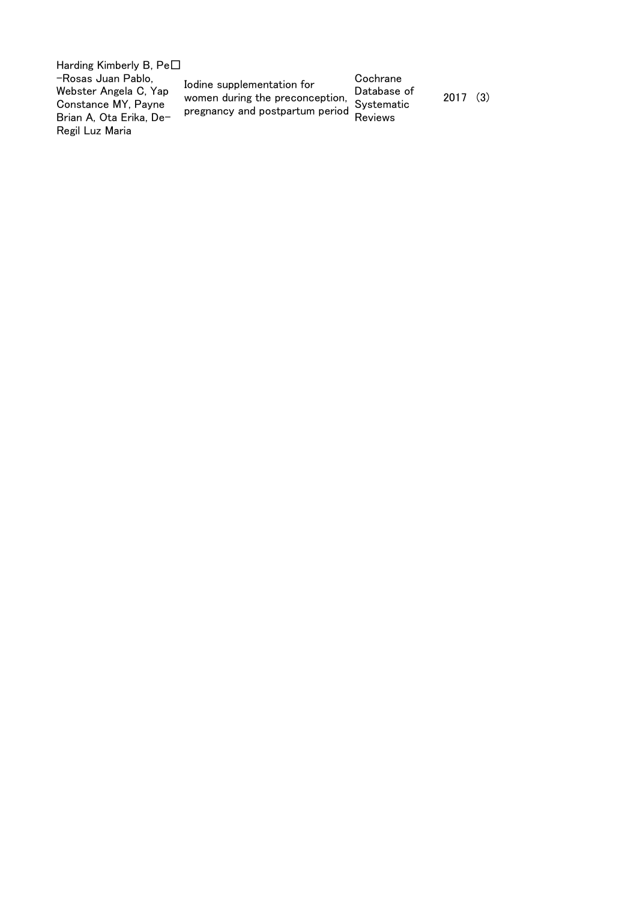| | | | |
|---|---|---|---|
| Harding Kimberly B, Pe□ –Rosas Juan Pablo, Webster Angela C, Yap Constance MY, Payne Brian A, Ota Erika, De–Regil Luz Maria | Iodine supplementation for women during the preconception, pregnancy and postpartum period | Cochrane Database of Systematic Reviews | 2017 (3) |